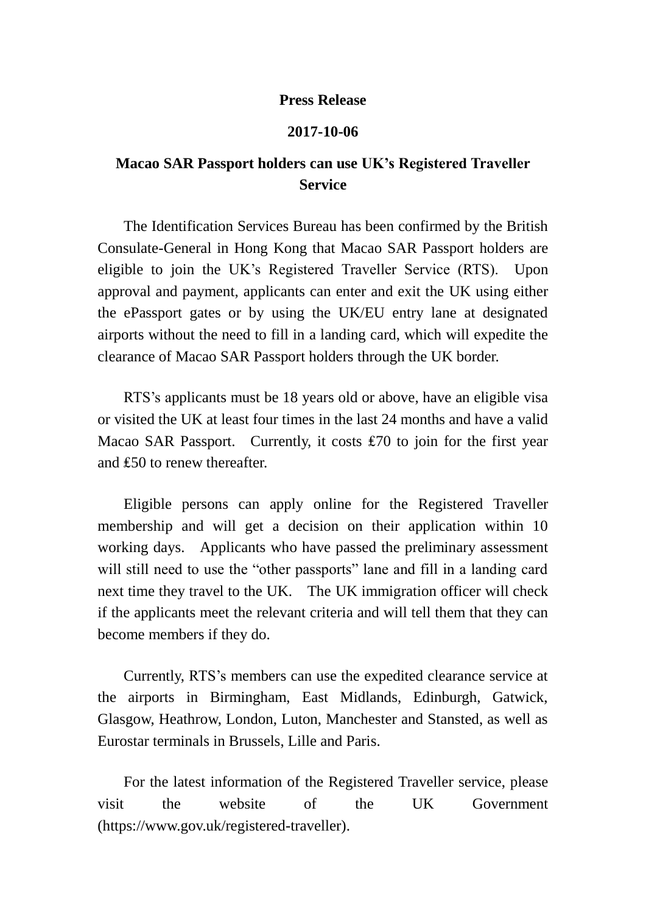**Press Release**

**2017-10-06**

# Macao SAR Passport holders can use UK's Registered Traveller Service

The Identification Services Bureau has been confirmed by the British Consulate-General in Hong Kong that Macao SAR Passport holders are eligible to join the UK's Registered Traveller Service (RTS). Upon approval and payment, applicants can enter and exit the UK using either the ePassport gates or by using the UK/EU entry lane at designated airports without the need to fill in a landing card, which will expedite the clearance of Macao SAR Passport holders through the UK border.

RTS's applicants must be 18 years old or above, have an eligible visa or visited the UK at least four times in the last 24 months and have a valid Macao SAR Passport. Currently, it costs ₤70 to join for the first year and ₤50 to renew thereafter.

Eligible persons can apply online for the Registered Traveller membership and will get a decision on their application within 10 working days. Applicants who have passed the preliminary assessment will still need to use the "other passports" lane and fill in a landing card next time they travel to the UK. The UK immigration officer will check if the applicants meet the relevant criteria and will tell them that they can become members if they do.

Currently, RTS's members can use the expedited clearance service at the airports in Birmingham, East Midlands, Edinburgh, Gatwick, Glasgow, Heathrow, London, Luton, Manchester and Stansted, as well as Eurostar terminals in Brussels, Lille and Paris.

For the latest information of the Registered Traveller service, please visit the website of the UK Government (https://www.gov.uk/registered-traveller).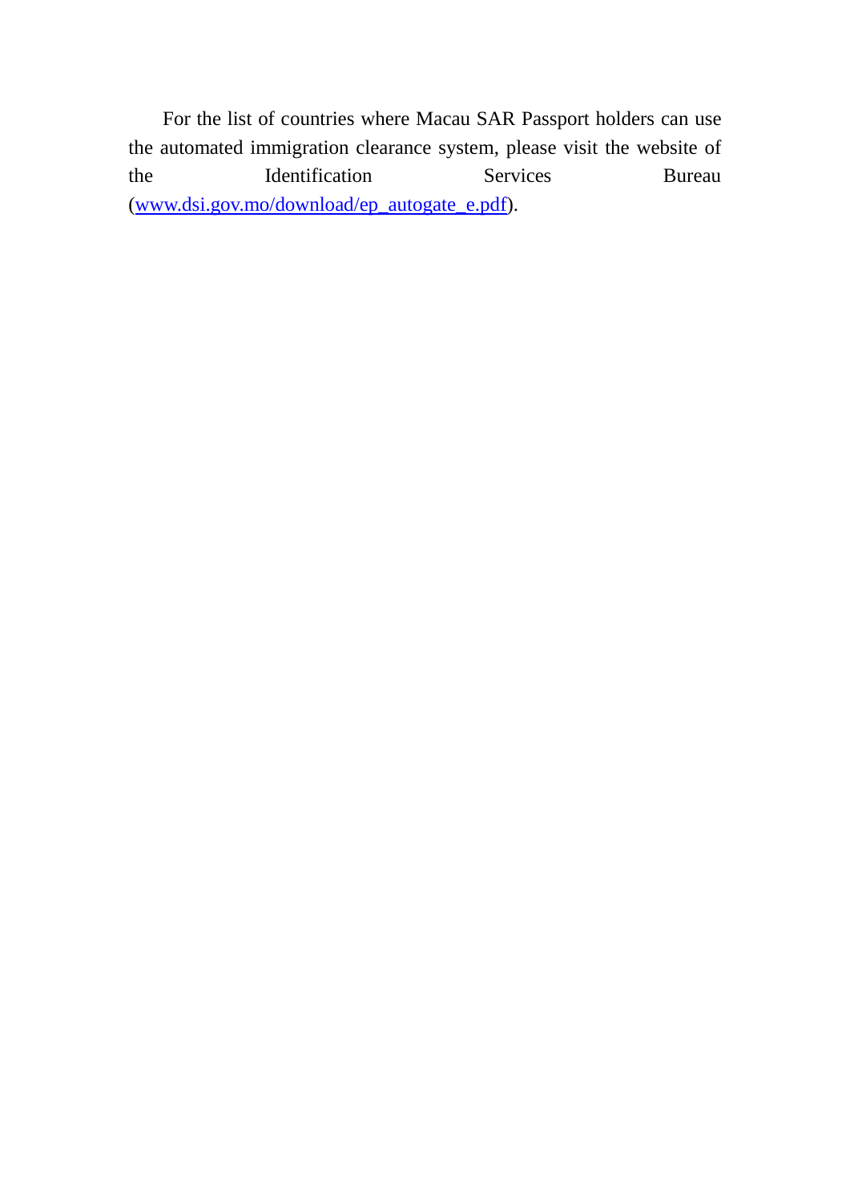For the list of countries where Macau SAR Passport holders can use the automated immigration clearance system, please visit the website of the Identification Services Bureau (www.dsi.gov.mo/download/ep_autogate_e.pdf).